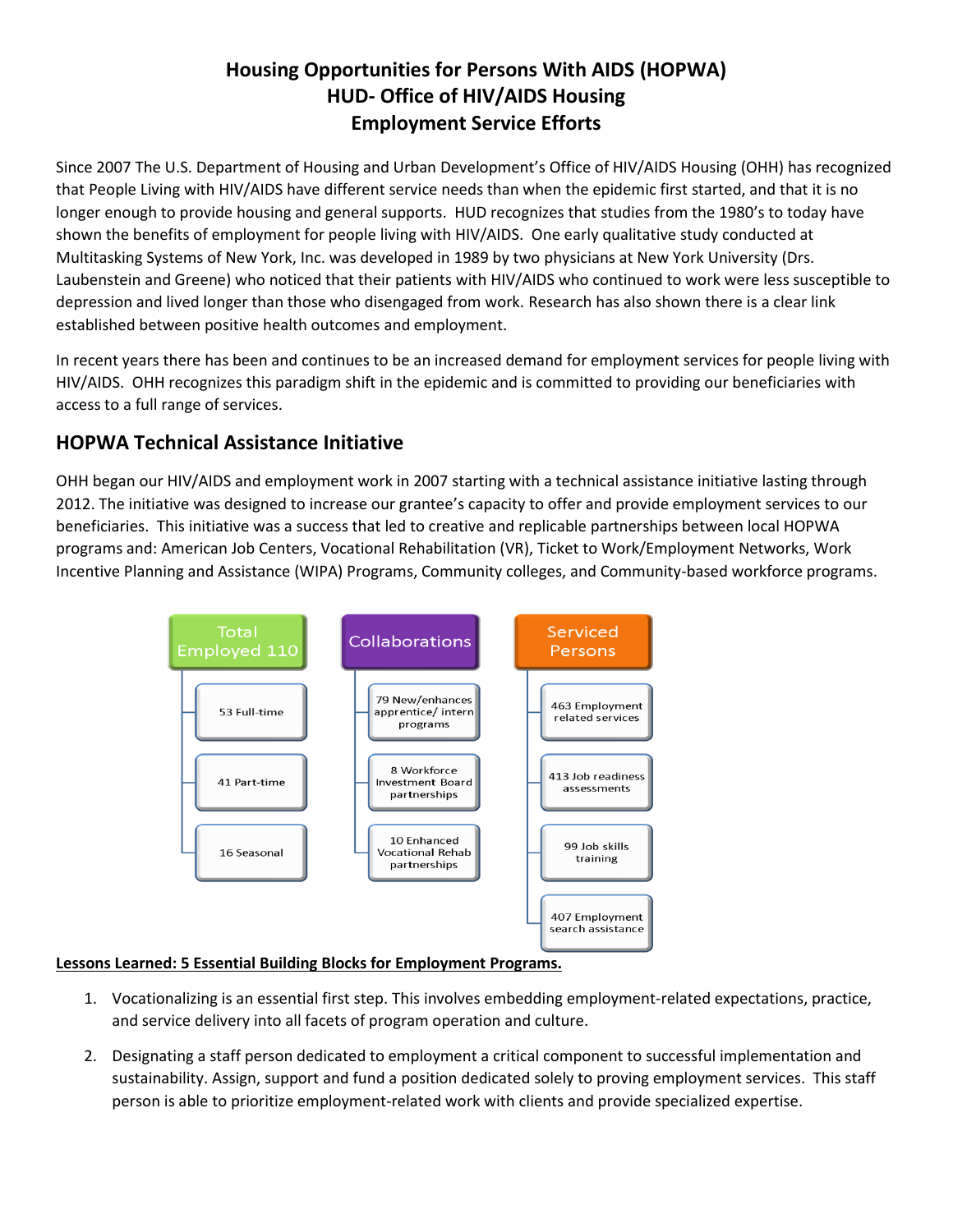# Housing Opportunities for Persons With AIDS (HOPWA)
# HUD- Office of HIV/AIDS Housing
# Employment Service Efforts

Since 2007 The U.S. Department of Housing and Urban Development's Office of HIV/AIDS Housing (OHH) has recognized that People Living with HIV/AIDS have different service needs than when the epidemic first started, and that it is no longer enough to provide housing and general supports. HUD recognizes that studies from the 1980's to today have shown the benefits of employment for people living with HIV/AIDS. One early qualitative study conducted at Multitasking Systems of New York, Inc. was developed in 1989 by two physicians at New York University (Drs. Laubenstein and Greene) who noticed that their patients with HIV/AIDS who continued to work were less susceptible to depression and lived longer than those who disengaged from work. Research has also shown there is a clear link established between positive health outcomes and employment.

In recent years there has been and continues to be an increased demand for employment services for people living with HIV/AIDS. OHH recognizes this paradigm shift in the epidemic and is committed to providing our beneficiaries with access to a full range of services.

## HOPWA Technical Assistance Initiative

OHH began our HIV/AIDS and employment work in 2007 starting with a technical assistance initiative lasting through 2012. The initiative was designed to increase our grantee's capacity to offer and provide employment services to our beneficiaries. This initiative was a success that led to creative and replicable partnerships between local HOPWA programs and: American Job Centers, Vocational Rehabilitation (VR), Ticket to Work/Employment Networks, Work Incentive Planning and Assistance (WIPA) Programs, Community colleges, and Community-based workforce programs.

| Total Employed 110 | Collaborations | Serviced Persons |
|---|---|---|
| 53 Full-time | 79 New/enhances apprentice/ intern programs | 463 Employment related services |
| 41 Part-time | 8 Workforce Investment Board partnerships | 413 Job readiness assessments |
| 16 Seasonal | 10 Enhanced Vocational Rehab partnerships | 99 Job skills training |
| | | 407 Employment search assistance |

**Lessons Learned: 5 Essential Building Blocks for Employment Programs.**

1. Vocationalizing is an essential first step. This involves embedding employment-related expectations, practice, and service delivery into all facets of program operation and culture.
2. Designating a staff person dedicated to employment a critical component to successful implementation and sustainability. Assign, support and fund a position dedicated solely to proving employment services. This staff person is able to prioritize employment-related work with clients and provide specialized expertise.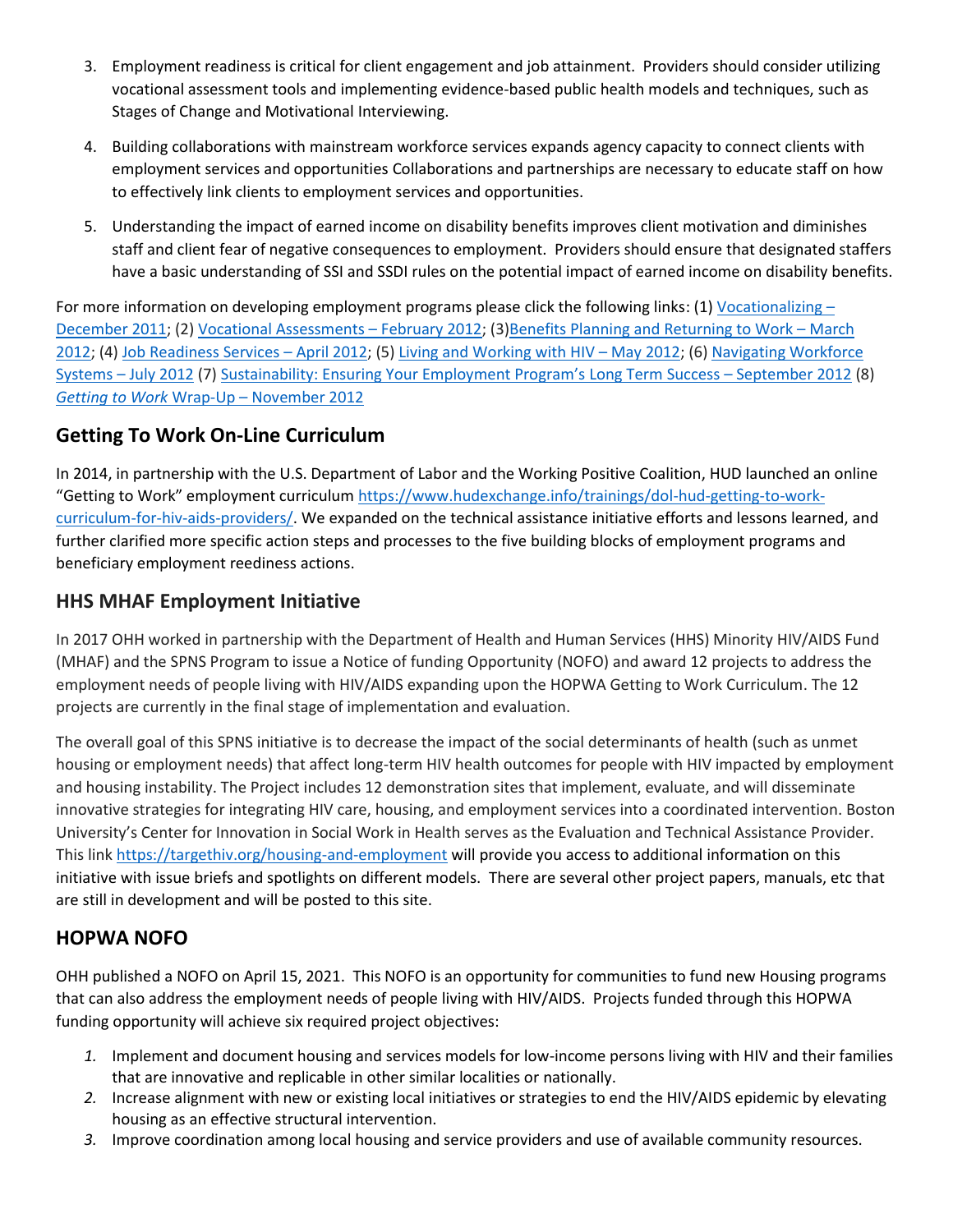3. Employment readiness is critical for client engagement and job attainment. Providers should consider utilizing vocational assessment tools and implementing evidence-based public health models and techniques, such as Stages of Change and Motivational Interviewing.
4. Building collaborations with mainstream workforce services expands agency capacity to connect clients with employment services and opportunities Collaborations and partnerships are necessary to educate staff on how to effectively link clients to employment services and opportunities.
5. Understanding the impact of earned income on disability benefits improves client motivation and diminishes staff and client fear of negative consequences to employment. Providers should ensure that designated staffers have a basic understanding of SSI and SSDI rules on the potential impact of earned income on disability benefits.

For more information on developing employment programs please click the following links: (1) Vocationalizing – December 2011; (2) Vocational Assessments – February 2012; (3)Benefits Planning and Returning to Work – March 2012; (4) Job Readiness Services – April 2012; (5) Living and Working with HIV – May 2012; (6) Navigating Workforce Systems – July 2012 (7) Sustainability: Ensuring Your Employment Program's Long Term Success – September 2012 (8) *Getting to Work* Wrap-Up – November 2012

## Getting To Work On-Line Curriculum

In 2014, in partnership with the U.S. Department of Labor and the Working Positive Coalition, HUD launched an online "Getting to Work" employment curriculum https://www.hudexchange.info/trainings/dol-hud-getting-to-work-curriculum-for-hiv-aids-providers/. We expanded on the technical assistance initiative efforts and lessons learned, and further clarified more specific action steps and processes to the five building blocks of employment programs and beneficiary employment reediness actions.

## HHS MHAF Employment Initiative

In 2017 OHH worked in partnership with the Department of Health and Human Services (HHS) Minority HIV/AIDS Fund (MHAF) and the SPNS Program to issue a Notice of funding Opportunity (NOFO) and award 12 projects to address the employment needs of people living with HIV/AIDS expanding upon the HOPWA Getting to Work Curriculum. The 12 projects are currently in the final stage of implementation and evaluation.

The overall goal of this SPNS initiative is to decrease the impact of the social determinants of health (such as unmet housing or employment needs) that affect long-term HIV health outcomes for people with HIV impacted by employment and housing instability. The Project includes 12 demonstration sites that implement, evaluate, and will disseminate innovative strategies for integrating HIV care, housing, and employment services into a coordinated intervention. Boston University's Center for Innovation in Social Work in Health serves as the Evaluation and Technical Assistance Provider. This link https://targethiv.org/housing-and-employment will provide you access to additional information on this initiative with issue briefs and spotlights on different models. There are several other project papers, manuals, etc that are still in development and will be posted to this site.

## HOPWA NOFO

OHH published a NOFO on April 15, 2021. This NOFO is an opportunity for communities to fund new Housing programs that can also address the employment needs of people living with HIV/AIDS. Projects funded through this HOPWA funding opportunity will achieve six required project objectives:

1. Implement and document housing and services models for low-income persons living with HIV and their families that are innovative and replicable in other similar localities or nationally.
2. Increase alignment with new or existing local initiatives or strategies to end the HIV/AIDS epidemic by elevating housing as an effective structural intervention.
3. Improve coordination among local housing and service providers and use of available community resources.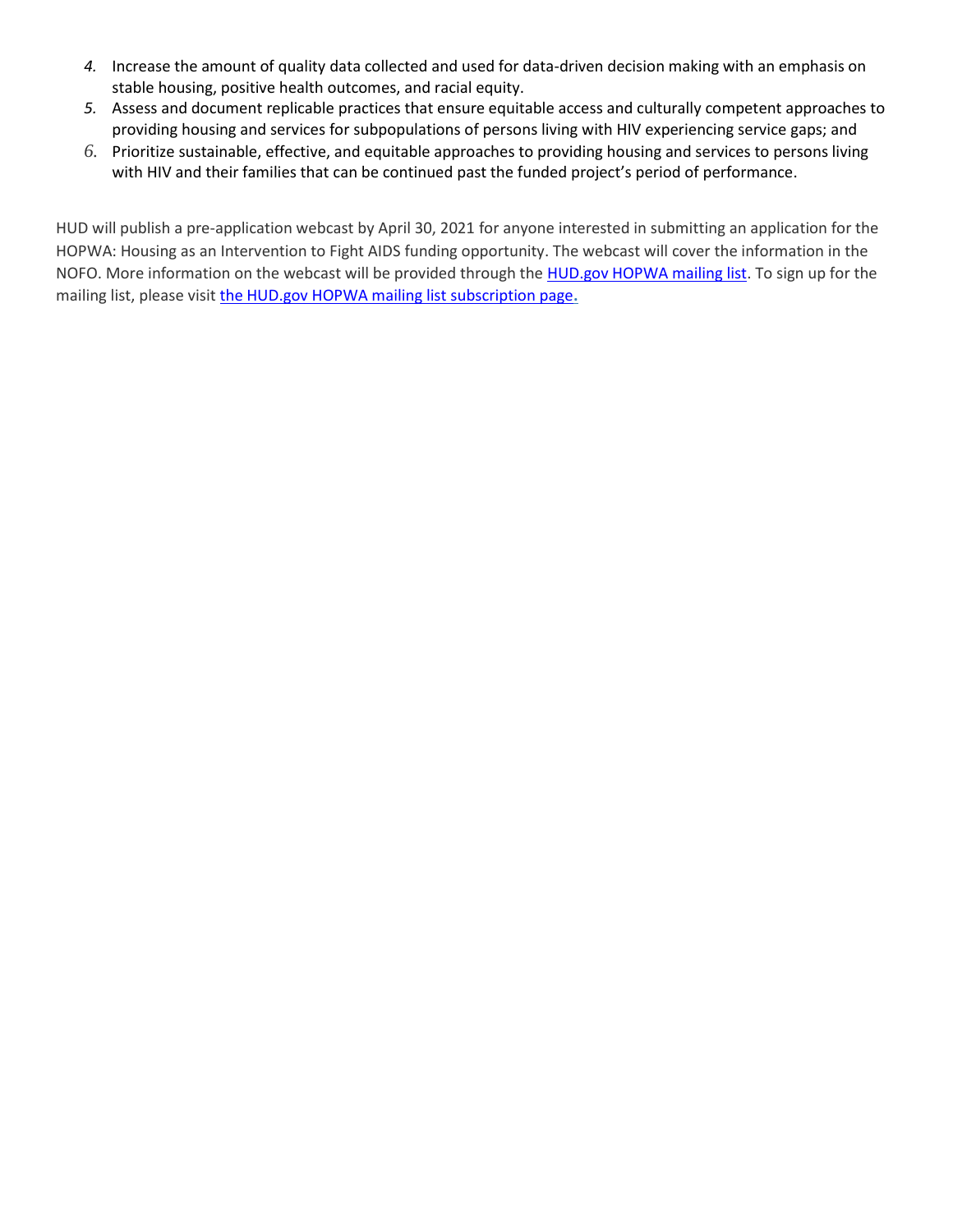4. Increase the amount of quality data collected and used for data-driven decision making with an emphasis on stable housing, positive health outcomes, and racial equity.
5. Assess and document replicable practices that ensure equitable access and culturally competent approaches to providing housing and services for subpopulations of persons living with HIV experiencing service gaps; and
6. Prioritize sustainable, effective, and equitable approaches to providing housing and services to persons living with HIV and their families that can be continued past the funded project's period of performance.

HUD will publish a pre-application webcast by April 30, 2021 for anyone interested in submitting an application for the HOPWA: Housing as an Intervention to Fight AIDS funding opportunity. The webcast will cover the information in the NOFO. More information on the webcast will be provided through the HUD.gov HOPWA mailing list. To sign up for the mailing list, please visit the HUD.gov HOPWA mailing list subscription page.